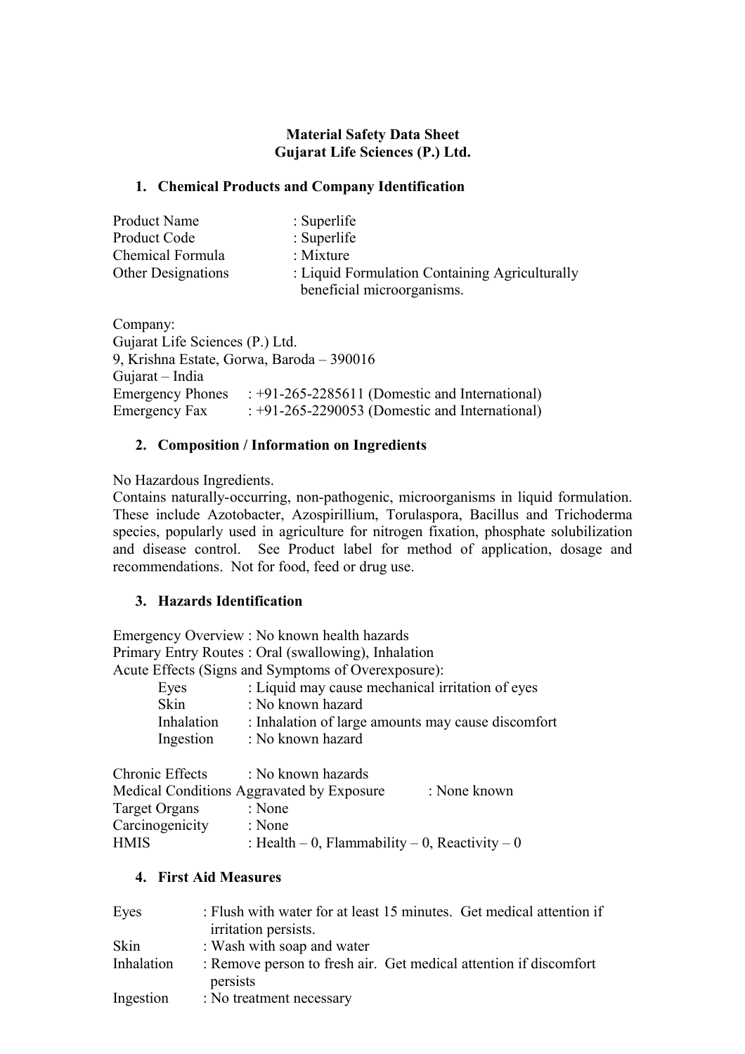**Material Safety Data Sheet**
**Gujarat Life Sciences (P.) Ltd.**

## 1. Chemical Products and Company Identification

Product Name : Superlife
Product Code : Superlife
Chemical Formula : Mixture
Other Designations : Liquid Formulation Containing Agriculturally beneficial microorganisms.

Company:
Gujarat Life Sciences (P.) Ltd.
9, Krishna Estate, Gorwa, Baroda – 390016
Gujarat – India
Emergency Phones : +91-265-2285611 (Domestic and International)
Emergency Fax : +91-265-2290053 (Domestic and International)

## 2. Composition / Information on Ingredients

No Hazardous Ingredients.
Contains naturally-occurring, non-pathogenic, microorganisms in liquid formulation. These include Azotobacter, Azospirillium, Torulaspora, Bacillus and Trichoderma species, popularly used in agriculture for nitrogen fixation, phosphate solubilization and disease control. See Product label for method of application, dosage and recommendations. Not for food, feed or drug use.

## 3. Hazards Identification

Emergency Overview : No known health hazards
Primary Entry Routes : Oral (swallowing), Inhalation
Acute Effects (Signs and Symptoms of Overexposure):

- Eyes : Liquid may cause mechanical irritation of eyes
- Skin : No known hazard
- Inhalation : Inhalation of large amounts may cause discomfort
- Ingestion : No known hazard

Chronic Effects : No known hazards
Medical Conditions Aggravated by Exposure : None known
Target Organs : None
Carcinogenicity : None
HMIS : Health – 0, Flammability – 0, Reactivity – 0

## 4. First Aid Measures

Eyes : Flush with water for at least 15 minutes. Get medical attention if irritation persists.
Skin : Wash with soap and water
Inhalation : Remove person to fresh air. Get medical attention if discomfort persists
Ingestion : No treatment necessary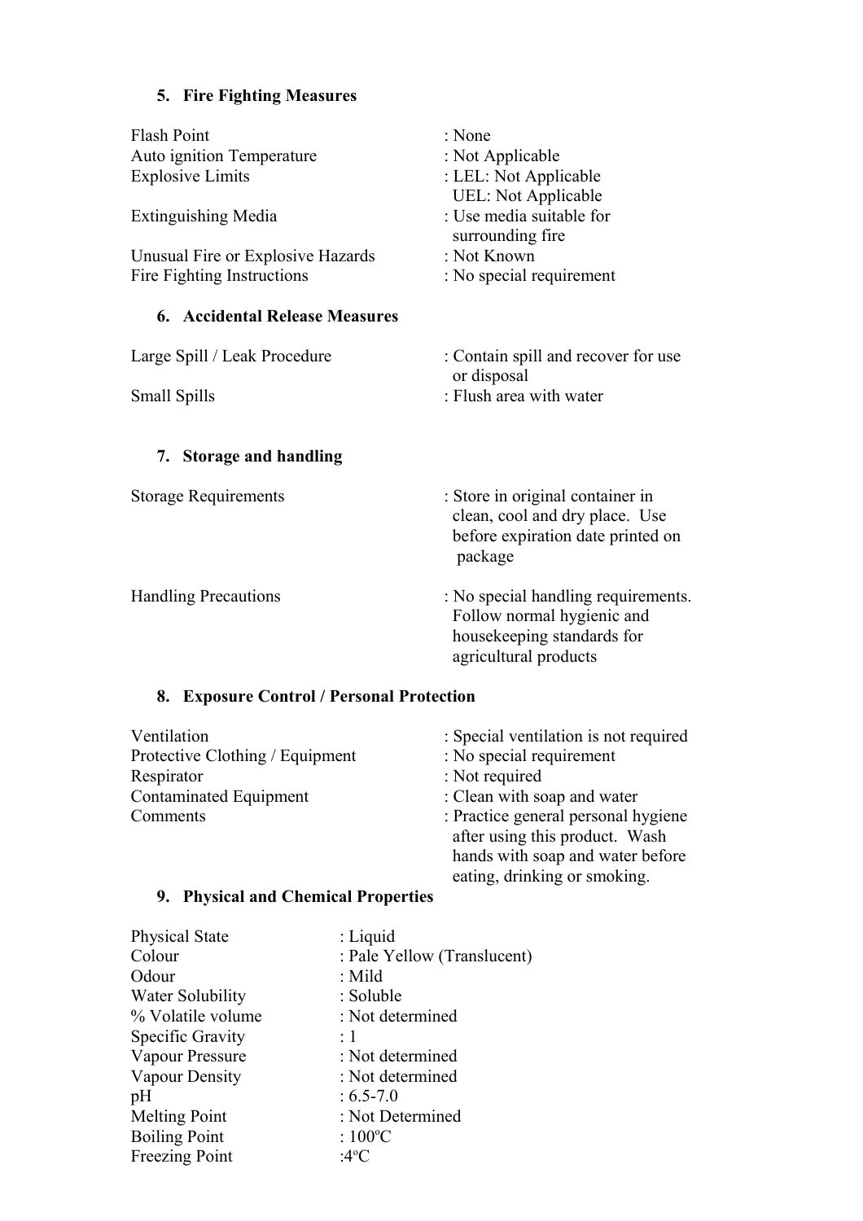## 5. Fire Fighting Measures

| | |
|---|---|
| Flash Point | : None |
| Auto ignition Temperature | : Not Applicable |
| Explosive Limits | : LEL: Not Applicable<br>UEL: Not Applicable |
| Extinguishing Media | : Use media suitable for surrounding fire |
| Unusual Fire or Explosive Hazards | : Not Known |
| Fire Fighting Instructions | : No special requirement |

## 6. Accidental Release Measures

| | |
|---|---|
| Large Spill / Leak Procedure | : Contain spill and recover for use or disposal |
| Small Spills | : Flush area with water |

## 7. Storage and handling

| | |
|---|---|
| Storage Requirements | : Store in original container in clean, cool and dry place. Use before expiration date printed on package |
| Handling Precautions | : No special handling requirements. Follow normal hygienic and housekeeping standards for agricultural products |

## 8. Exposure Control / Personal Protection

| | |
|---|---|
| Ventilation | : Special ventilation is not required |
| Protective Clothing / Equipment | : No special requirement |
| Respirator | : Not required |
| Contaminated Equipment | : Clean with soap and water |
| Comments | : Practice general personal hygiene after using this product. Wash hands with soap and water before eating, drinking or smoking. |

## 9. Physical and Chemical Properties

| | |
|---|---|
| Physical State | : Liquid |
| Colour | : Pale Yellow (Translucent) |
| Odour | : Mild |
| Water Solubility | : Soluble |
| % Volatile volume | : Not determined |
| Specific Gravity | : 1 |
| Vapour Pressure | : Not determined |
| Vapour Density | : Not determined |
| pH | : 6.5-7.0 |
| Melting Point | : Not Determined |
| Boiling Point | : 100$^{o}$C |
| Freezing Point | :4$^{o}$C |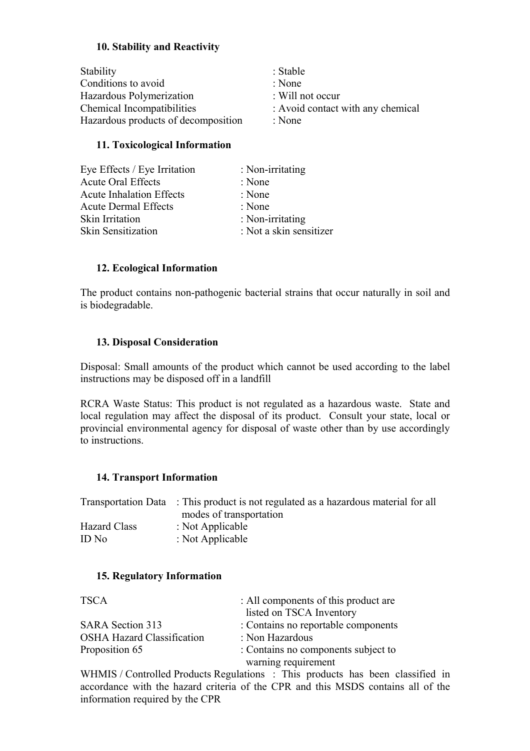### 10. Stability and Reactivity

| | |
|---|---|
| Stability | : Stable |
| Conditions to avoid | : None |
| Hazardous Polymerization | : Will not occur |
| Chemical Incompatibilities | : Avoid contact with any chemical |
| Hazardous products of decomposition | : None |

### 11. Toxicological Information

| | |
|---|---|
| Eye Effects / Eye Irritation | : Non-irritating |
| Acute Oral Effects | : None |
| Acute Inhalation Effects | : None |
| Acute Dermal Effects | : None |
| Skin Irritation | : Non-irritating |
| Skin Sensitization | : Not a skin sensitizer |

### 12. Ecological Information

The product contains non-pathogenic bacterial strains that occur naturally in soil and is biodegradable.

### 13. Disposal Consideration

Disposal: Small amounts of the product which cannot be used according to the label instructions may be disposed off in a landfill

RCRA Waste Status: This product is not regulated as a hazardous waste. State and local regulation may affect the disposal of its product. Consult your state, local or provincial environmental agency for disposal of waste other than by use accordingly to instructions.

### 14. Transport Information

| | |
|---|---|
| Transportation Data | : This product is not regulated as a hazardous material for all modes of transportation |
| Hazard Class | : Not Applicable |
| ID No | : Not Applicable |

### 15. Regulatory Information

| | |
|---|---|
| TSCA | : All components of this product are listed on TSCA Inventory |
| SARA Section 313 | : Contains no reportable components |
| OSHA Hazard Classification | : Non Hazardous |
| Proposition 65 | : Contains no components subject to warning requirement |

WHMIS / Controlled Products Regulations : This products has been classified in accordance with the hazard criteria of the CPR and this MSDS contains all of the information required by the CPR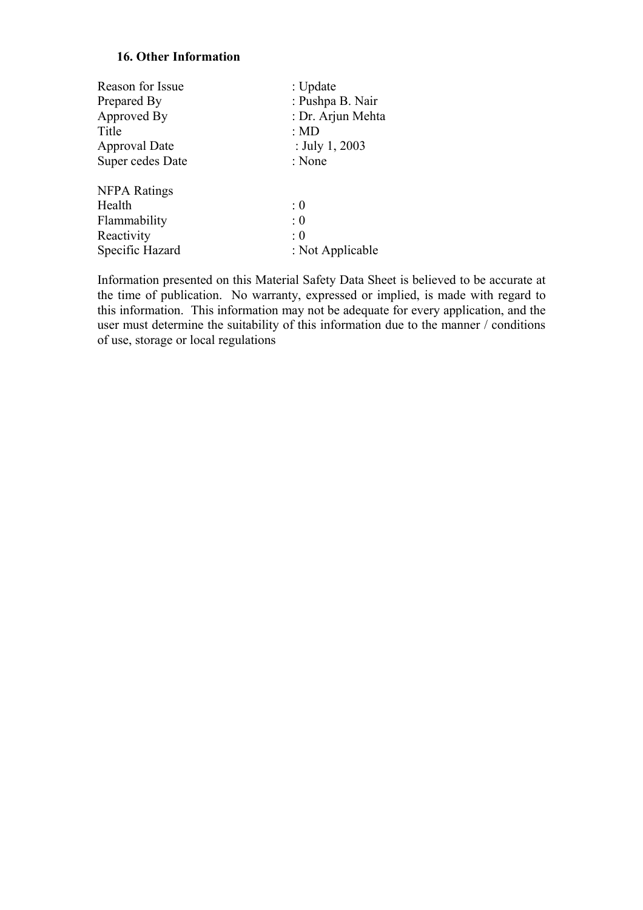## 16. Other Information

| | |
|---|---|
| Reason for Issue | : Update |
| Prepared By | : Pushpa B. Nair |
| Approved By | : Dr. Arjun Mehta |
| Title | : MD |
| Approval Date | : July 1, 2003 |
| Super cedes Date | : None |

NFPA Ratings

| | |
|---|---|
| Health | : 0 |
| Flammability | : 0 |
| Reactivity | : 0 |
| Specific Hazard | : Not Applicable |

Information presented on this Material Safety Data Sheet is believed to be accurate at the time of publication. No warranty, expressed or implied, is made with regard to this information. This information may not be adequate for every application, and the user must determine the suitability of this information due to the manner / conditions of use, storage or local regulations